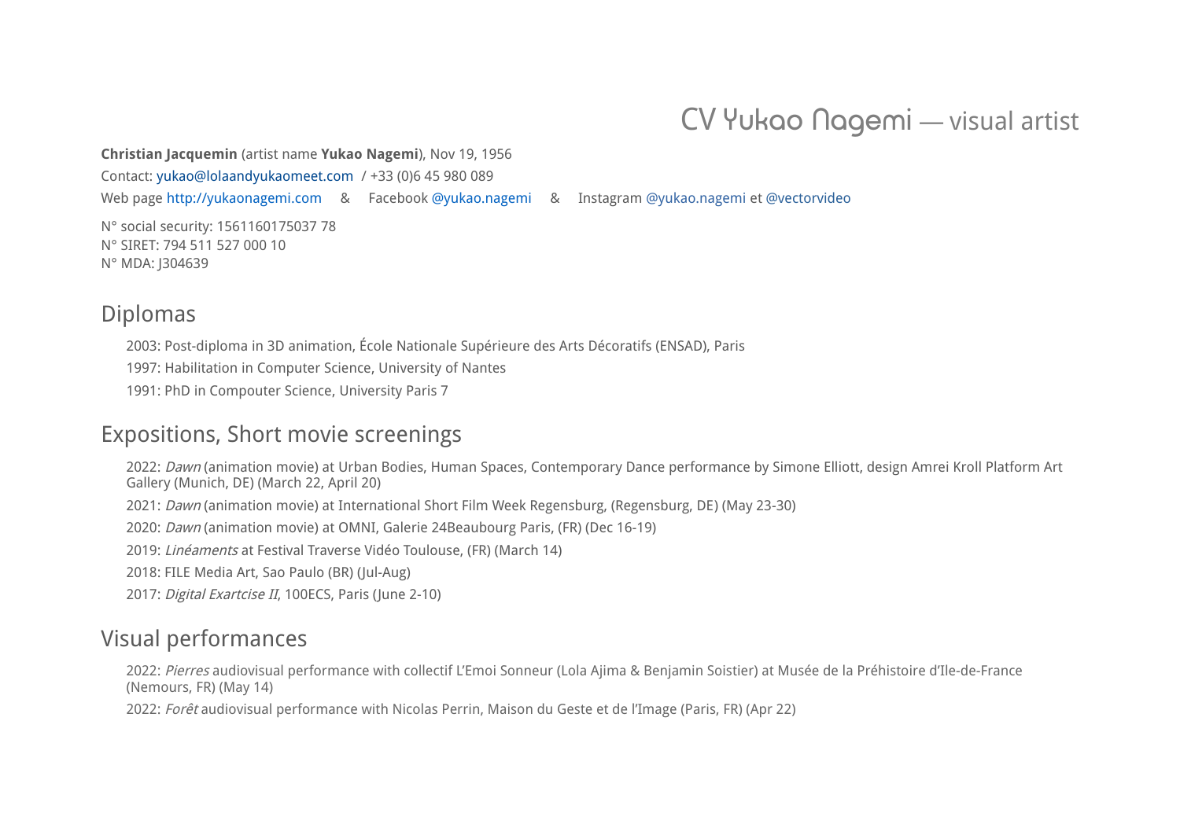# CV Yukao Nagemi — visual artist

**Christian Jacquemin** (artist name **Yukao Nagemi**), Nov 19, 1956

Contact: yukao@lolaandyukaomeet.com / +33 (0)6 45 980 089

Web page http://yukaonagemi.com & Facebook @yukao.nagemi & Instagram @yukao.nagemi et @vectorvideo

N° social security: 1561160175037 78
N° SIRET: 794 511 527 000 10
N° MDA: J304639

## Diplomas

2003: Post-diploma in 3D animation, École Nationale Supérieure des Arts Décoratifs (ENSAD), Paris

1997: Habilitation in Computer Science, University of Nantes

1991: PhD in Compouter Science, University Paris 7

## Expositions, Short movie screenings

2022: *Dawn* (animation movie) at Urban Bodies, Human Spaces, Contemporary Dance performance by Simone Elliott, design Amrei Kroll Platform Art Gallery (Munich, DE) (March 22, April 20)

2021: *Dawn* (animation movie) at International Short Film Week Regensburg, (Regensburg, DE) (May 23-30)

2020: *Dawn* (animation movie) at OMNI, Galerie 24Beaubourg Paris, (FR) (Dec 16-19)

2019: *Linéaments* at Festival Traverse Vidéo Toulouse, (FR) (March 14)

2018: FILE Media Art, Sao Paulo (BR) (Jul-Aug)

2017: *Digital Exartcise II*, 100ECS, Paris (June 2-10)

## Visual performances

2022: *Pierres* audiovisual performance with collectif L'Emoi Sonneur (Lola Ajima & Benjamin Soistier) at Musée de la Préhistoire d'Ile-de-France (Nemours, FR) (May 14)

2022: *Forêt* audiovisual performance with Nicolas Perrin, Maison du Geste et de l'Image (Paris, FR) (Apr 22)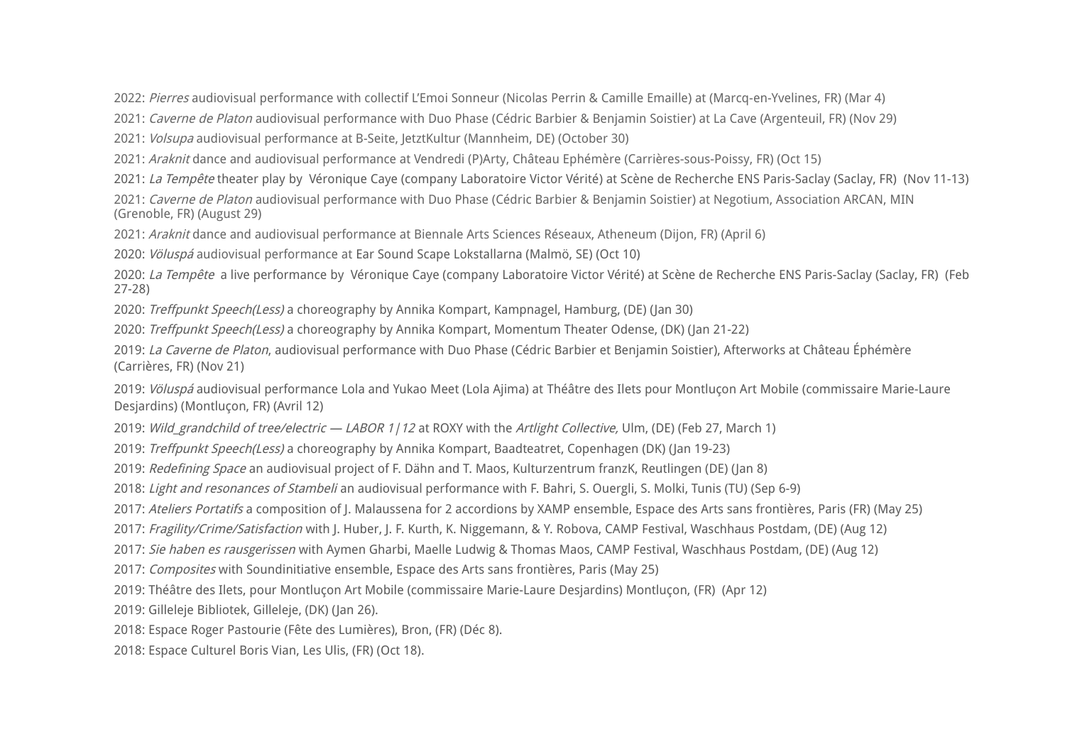2022: *Pierres* audiovisual performance with collectif L'Emoi Sonneur (Nicolas Perrin & Camille Emaille) at (Marcq-en-Yvelines, FR) (Mar 4)

2021: *Caverne de Platon* audiovisual performance with Duo Phase (Cédric Barbier & Benjamin Soistier) at La Cave (Argenteuil, FR) (Nov 29)

2021: *Volsupa* audiovisual performance at B-Seite, JetztKultur (Mannheim, DE) (October 30)

2021: *Araknit* dance and audiovisual performance at Vendredi (P)Arty, Château Ephémère (Carrières-sous-Poissy, FR) (Oct 15)

2021: *La Tempête* theater play by Véronique Caye (company Laboratoire Victor Vérité) at Scène de Recherche ENS Paris-Saclay (Saclay, FR) (Nov 11-13)

2021: *Caverne de Platon* audiovisual performance with Duo Phase (Cédric Barbier & Benjamin Soistier) at Negotium, Association ARCAN, MIN (Grenoble, FR) (August 29)

2021: *Araknit* dance and audiovisual performance at Biennale Arts Sciences Réseaux, Atheneum (Dijon, FR) (April 6)

2020: *Völuspá* audiovisual performance at Ear Sound Scape Lokstallarna (Malmö, SE) (Oct 10)

2020: *La Tempête* a live performance by Véronique Caye (company Laboratoire Victor Vérité) at Scène de Recherche ENS Paris-Saclay (Saclay, FR) (Feb 27-28)

2020: *Treffpunkt Speech(Less)* a choreography by Annika Kompart, Kampnagel, Hamburg, (DE) (Jan 30)

2020: *Treffpunkt Speech(Less)* a choreography by Annika Kompart, Momentum Theater Odense, (DK) (Jan 21-22)

2019: *La Caverne de Platon*, audiovisual performance with Duo Phase (Cédric Barbier et Benjamin Soistier), Afterworks at Château Éphémère (Carrières, FR) (Nov 21)

2019: *Völuspá* audiovisual performance Lola and Yukao Meet (Lola Ajima) at Théâtre des Ilets pour Montluçon Art Mobile (commissaire Marie-Laure Desjardins) (Montluçon, FR) (Avril 12)

2019: *Wild_grandchild of tree/electric — LABOR 1|12* at ROXY with the *Artlight Collective,* Ulm, (DE) (Feb 27, March 1)

2019: *Treffpunkt Speech(Less)* a choreography by Annika Kompart, Baadteatret, Copenhagen (DK) (Jan 19-23)

2019: *Redefining Space* an audiovisual project of F. Dähn and T. Maos, Kulturzentrum franzK, Reutlingen (DE) (Jan 8)

2018: *Light and resonances of Stambeli* an audiovisual performance with F. Bahri, S. Ouergli, S. Molki, Tunis (TU) (Sep 6-9)

2017: *Ateliers Portatifs* a composition of J. Malaussena for 2 accordions by XAMP ensemble, Espace des Arts sans frontières, Paris (FR) (May 25)

2017: *Fragility/Crime/Satisfaction* with J. Huber, J. F. Kurth, K. Niggemann, & Y. Robova, CAMP Festival, Waschhaus Postdam, (DE) (Aug 12)

2017: *Sie haben es rausgerissen* with Aymen Gharbi, Maelle Ludwig & Thomas Maos, CAMP Festival, Waschhaus Postdam, (DE) (Aug 12)

2017: *Composites* with Soundinitiative ensemble, Espace des Arts sans frontières, Paris (May 25)

2019: Théâtre des Ilets, pour Montluçon Art Mobile (commissaire Marie-Laure Desjardins) Montluçon, (FR) (Apr 12)

2019: Gilleleje Bibliotek, Gilleleje, (DK) (Jan 26).

2018: Espace Roger Pastourie (Fête des Lumières), Bron, (FR) (Déc 8).

2018: Espace Culturel Boris Vian, Les Ulis, (FR) (Oct 18).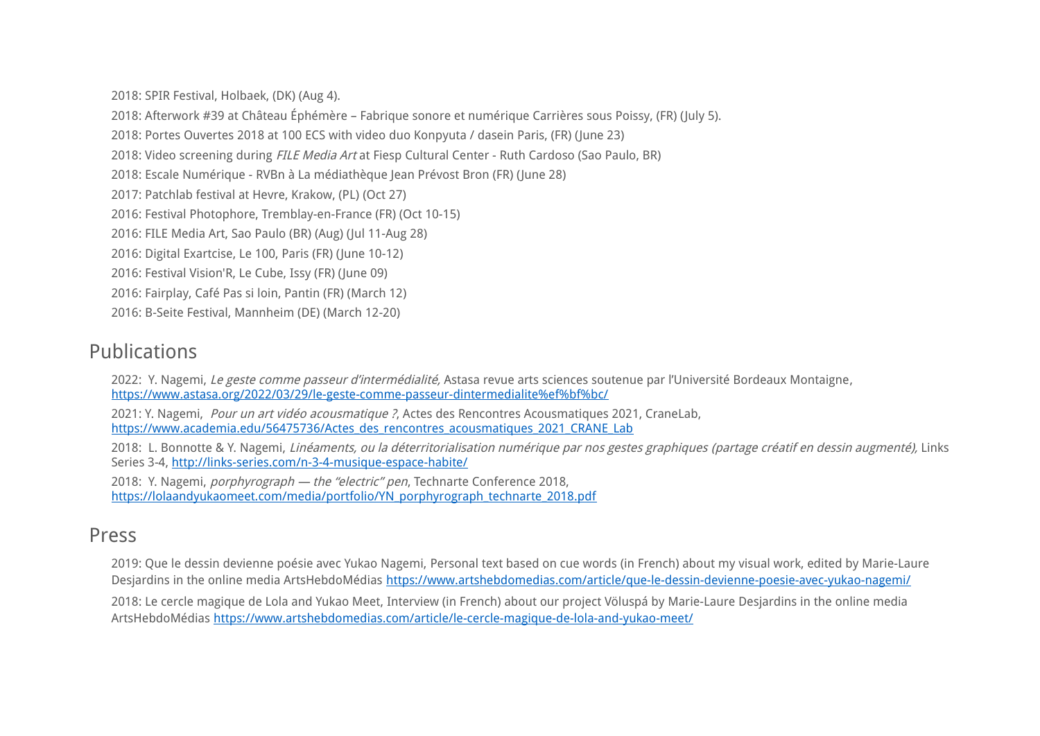2018: SPIR Festival, Holbaek, (DK) (Aug 4).

2018: Afterwork #39 at Château Éphémère – Fabrique sonore et numérique Carrières sous Poissy, (FR) (July 5).

2018: Portes Ouvertes 2018 at 100 ECS with video duo Konpyuta / dasein Paris, (FR) (June 23)

2018: Video screening during *FILE Media Art* at Fiesp Cultural Center - Ruth Cardoso (Sao Paulo, BR)

2018: Escale Numérique - RVBn à La médiathèque Jean Prévost Bron (FR) (June 28)

2017: Patchlab festival at Hevre, Krakow, (PL) (Oct 27)

2016: Festival Photophore, Tremblay-en-France (FR) (Oct 10-15)

2016: FILE Media Art, Sao Paulo (BR) (Aug) (Jul 11-Aug 28)

2016: Digital Exartcise, Le 100, Paris (FR) (June 10-12)

2016: Festival Vision'R, Le Cube, Issy (FR) (June 09)

2016: Fairplay, Café Pas si loin, Pantin (FR) (March 12)

2016: B-Seite Festival, Mannheim (DE) (March 12-20)

## Publications

2022: Y. Nagemi, *Le geste comme passeur d'intermédialité,* Astasa revue arts sciences soutenue par l'Université Bordeaux Montaigne, [https://www.astasa.org/2022/03/29/le-geste-comme-passeur-dintermedialite%ef%bf%bc/](https://www.astasa.org/2022/03/29/le-geste-comme-passeur-dintermedialite%ef%bf%bc/)

2021: Y. Nagemi, *Pour un art vidéo acousmatique ?*, Actes des Rencontres Acousmatiques 2021, CraneLab, [https://www.academia.edu/56475736/Actes_des_rencontres_acousmatiques_2021_CRANE_Lab](https://www.academia.edu/56475736/Actes_des_rencontres_acousmatiques_2021_CRANE_Lab)

2018: L. Bonnotte & Y. Nagemi, *Linéaments, ou la déterritorialisation numérique par nos gestes graphiques (partage créatif en dessin augmenté),* Links Series 3-4, [http://links-series.com/n-3-4-musique-espace-habite/](http://links-series.com/n-3-4-musique-espace-habite/)

2018: Y. Nagemi, *porphyrograph — the "electric" pen*, Technarte Conference 2018, [https://lolaandyukaomeet.com/media/portfolio/YN_porphyrograph_technarte_2018.pdf](https://lolaandyukaomeet.com/media/portfolio/YN_porphyrograph_technarte_2018.pdf)

## Press

2019: Que le dessin devienne poésie avec Yukao Nagemi, Personal text based on cue words (in French) about my visual work, edited by Marie-Laure Desjardins in the online media ArtsHebdoMédias [https://www.artshebdomedias.com/article/que-le-dessin-devienne-poesie-avec-yukao-nagemi/](https://www.artshebdomedias.com/article/que-le-dessin-devienne-poesie-avec-yukao-nagemi/)

2018: Le cercle magique de Lola and Yukao Meet, Interview (in French) about our project Völuspá by Marie-Laure Desjardins in the online media ArtsHebdoMédias [https://www.artshebdomedias.com/article/le-cercle-magique-de-lola-and-yukao-meet/](https://www.artshebdomedias.com/article/le-cercle-magique-de-lola-and-yukao-meet/)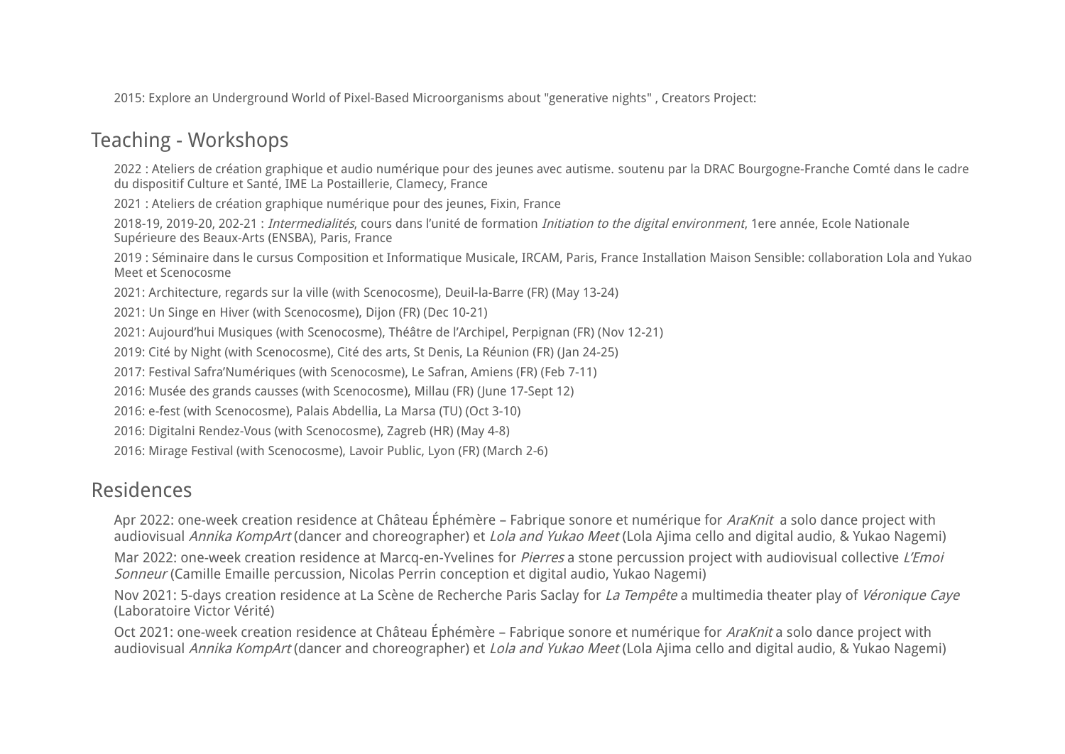2015: Explore an Underground World of Pixel-Based Microorganisms about "generative nights" , Creators Project:

## Teaching - Workshops

2022 : Ateliers de création graphique et audio numérique pour des jeunes avec autisme. soutenu par la DRAC Bourgogne-Franche Comté dans le cadre du dispositif Culture et Santé, IME La Postaillerie, Clamecy, France

2021 : Ateliers de création graphique numérique pour des jeunes, Fixin, France

2018-19, 2019-20, 202-21 : *Intermedialités*, cours dans l'unité de formation *Initiation to the digital environment*, 1ere année, Ecole Nationale Supérieure des Beaux-Arts (ENSBA), Paris, France

2019 : Séminaire dans le cursus Composition et Informatique Musicale, IRCAM, Paris, France Installation Maison Sensible: collaboration Lola and Yukao Meet et Scenocosme

2021: Architecture, regards sur la ville (with Scenocosme), Deuil-la-Barre (FR) (May 13-24)

2021: Un Singe en Hiver (with Scenocosme), Dijon (FR) (Dec 10-21)

2021: Aujourd'hui Musiques (with Scenocosme), Théâtre de l'Archipel, Perpignan (FR) (Nov 12-21)

2019: Cité by Night (with Scenocosme), Cité des arts, St Denis, La Réunion (FR) (Jan 24-25)

2017: Festival Safra'Numériques (with Scenocosme), Le Safran, Amiens (FR) (Feb 7-11)

2016: Musée des grands causses (with Scenocosme), Millau (FR) (June 17-Sept 12)

2016: e-fest (with Scenocosme), Palais Abdellia, La Marsa (TU) (Oct 3-10)

2016: Digitalni Rendez-Vous (with Scenocosme), Zagreb (HR) (May 4-8)

2016: Mirage Festival (with Scenocosme), Lavoir Public, Lyon (FR) (March 2-6)

## Residences

Apr 2022: one-week creation residence at Château Éphémère – Fabrique sonore et numérique for *AraKnit* a solo dance project with audiovisual *Annika KompArt* (dancer and choreographer) et *Lola and Yukao Meet* (Lola Ajima cello and digital audio, & Yukao Nagemi)

Mar 2022: one-week creation residence at Marcq-en-Yvelines for *Pierres* a stone percussion project with audiovisual collective *L'Emoi Sonneur* (Camille Emaille percussion, Nicolas Perrin conception et digital audio, Yukao Nagemi)

Nov 2021: 5-days creation residence at La Scène de Recherche Paris Saclay for *La Tempête* a multimedia theater play of *Véronique Caye* (Laboratoire Victor Vérité)

Oct 2021: one-week creation residence at Château Éphémère – Fabrique sonore et numérique for *AraKnit* a solo dance project with audiovisual *Annika KompArt* (dancer and choreographer) et *Lola and Yukao Meet* (Lola Ajima cello and digital audio, & Yukao Nagemi)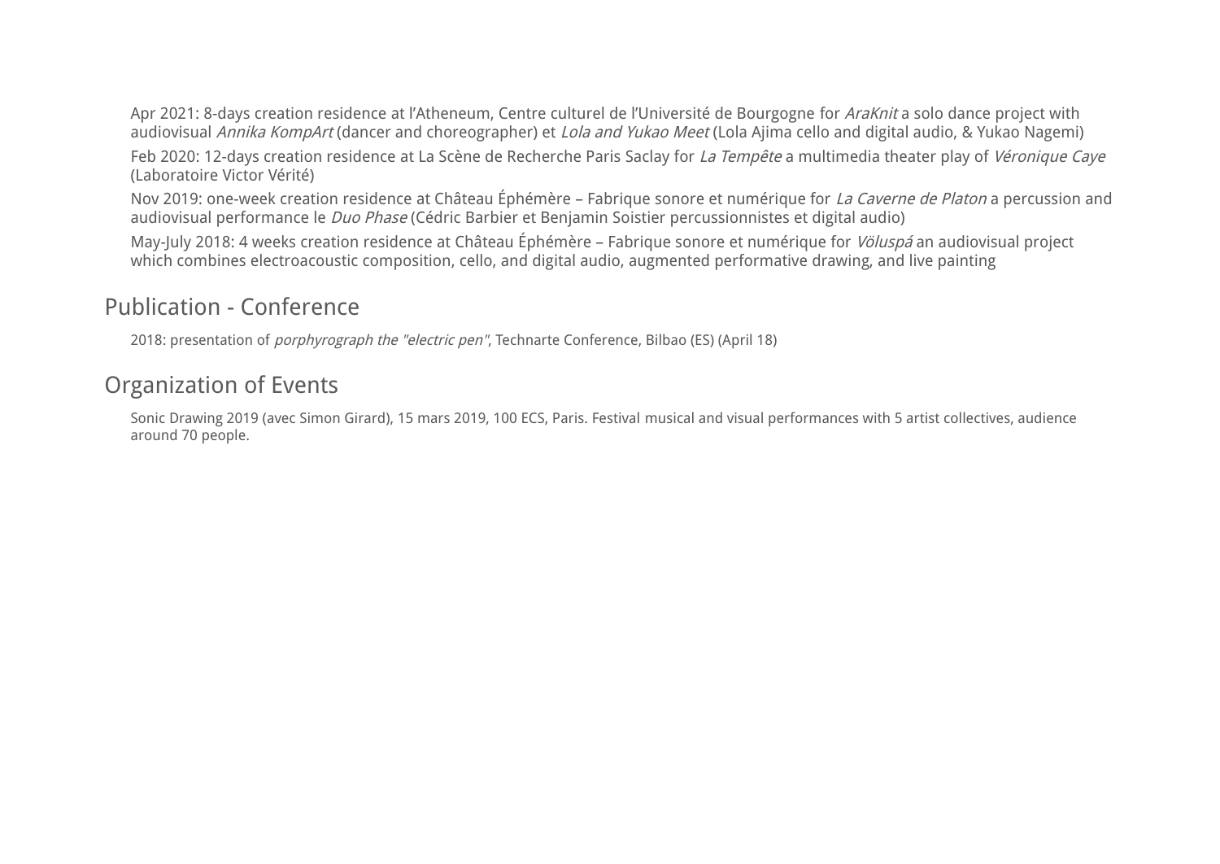Apr 2021: 8-days creation residence at l'Atheneum, Centre culturel de l'Université de Bourgogne for *AraKnit* a solo dance project with audiovisual *Annika KompArt* (dancer and choreographer) et *Lola and Yukao Meet* (Lola Ajima cello and digital audio, & Yukao Nagemi)

Feb 2020: 12-days creation residence at La Scène de Recherche Paris Saclay for *La Tempête* a multimedia theater play of *Véronique Caye* (Laboratoire Victor Vérité)

Nov 2019: one-week creation residence at Château Éphémère – Fabrique sonore et numérique for *La Caverne de Platon* a percussion and audiovisual performance le *Duo Phase* (Cédric Barbier et Benjamin Soistier percussionnistes et digital audio)

May-July 2018: 4 weeks creation residence at Château Éphémère – Fabrique sonore et numérique for *Völuspá* an audiovisual project which combines electroacoustic composition, cello, and digital audio, augmented performative drawing, and live painting

## Publication - Conference

2018: presentation of *porphyrograph the "electric pen"*, Technarte Conference, Bilbao (ES) (April 18)

## Organization of Events

Sonic Drawing 2019 (avec Simon Girard), 15 mars 2019, 100 ECS, Paris. Festival musical and visual performances with 5 artist collectives, audience around 70 people.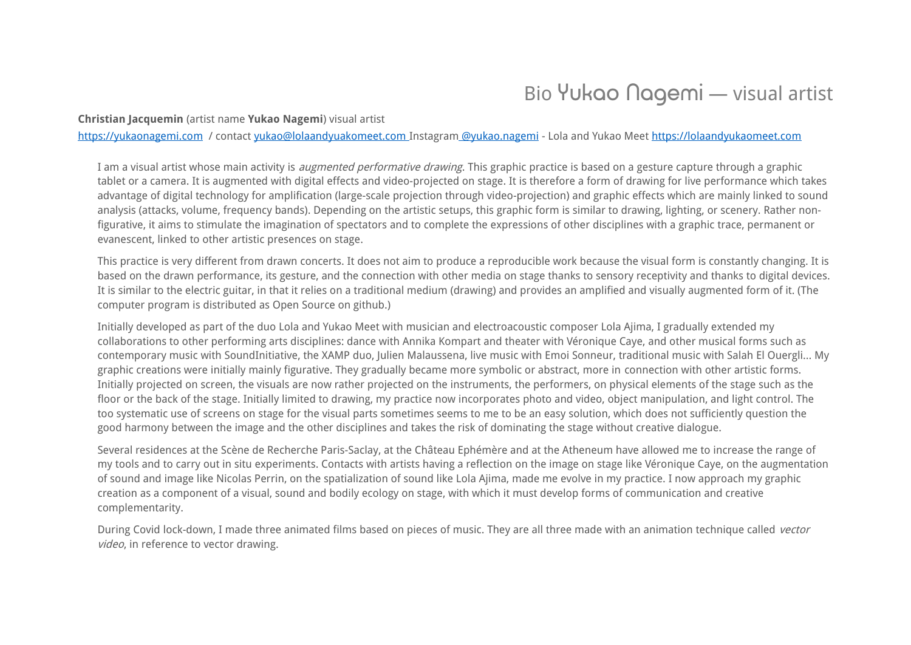# Bio Yukao Nagemi — visual artist

**Christian Jacquemin** (artist name **Yukao Nagemi**) visual artist

https://yukaonagemi.com / contact yukao@lolaandyuakomeet.com Instagram @yukao.nagemi - Lola and Yukao Meet https://lolaandyukaomeet.com

I am a visual artist whose main activity is *augmented performative drawing*. This graphic practice is based on a gesture capture through a graphic tablet or a camera. It is augmented with digital effects and video-projected on stage. It is therefore a form of drawing for live performance which takes advantage of digital technology for amplification (large-scale projection through video-projection) and graphic effects which are mainly linked to sound analysis (attacks, volume, frequency bands). Depending on the artistic setups, this graphic form is similar to drawing, lighting, or scenery. Rather non-figurative, it aims to stimulate the imagination of spectators and to complete the expressions of other disciplines with a graphic trace, permanent or evanescent, linked to other artistic presences on stage.

This practice is very different from drawn concerts. It does not aim to produce a reproducible work because the visual form is constantly changing. It is based on the drawn performance, its gesture, and the connection with other media on stage thanks to sensory receptivity and thanks to digital devices. It is similar to the electric guitar, in that it relies on a traditional medium (drawing) and provides an amplified and visually augmented form of it. (The computer program is distributed as Open Source on github.)

Initially developed as part of the duo Lola and Yukao Meet with musician and electroacoustic composer Lola Ajima, I gradually extended my collaborations to other performing arts disciplines: dance with Annika Kompart and theater with Véronique Caye, and other musical forms such as contemporary music with SoundInitiative, the XAMP duo, Julien Malaussena, live music with Emoi Sonneur, traditional music with Salah El Ouergli... My graphic creations were initially mainly figurative. They gradually became more symbolic or abstract, more in connection with other artistic forms. Initially projected on screen, the visuals are now rather projected on the instruments, the performers, on physical elements of the stage such as the floor or the back of the stage. Initially limited to drawing, my practice now incorporates photo and video, object manipulation, and light control. The too systematic use of screens on stage for the visual parts sometimes seems to me to be an easy solution, which does not sufficiently question the good harmony between the image and the other disciplines and takes the risk of dominating the stage without creative dialogue.

Several residences at the Scène de Recherche Paris-Saclay, at the Château Ephémère and at the Atheneum have allowed me to increase the range of my tools and to carry out in situ experiments. Contacts with artists having a reflection on the image on stage like Véronique Caye, on the augmentation of sound and image like Nicolas Perrin, on the spatialization of sound like Lola Ajima, made me evolve in my practice. I now approach my graphic creation as a component of a visual, sound and bodily ecology on stage, with which it must develop forms of communication and creative complementarity.

During Covid lock-down, I made three animated films based on pieces of music. They are all three made with an animation technique called *vector video*, in reference to vector drawing.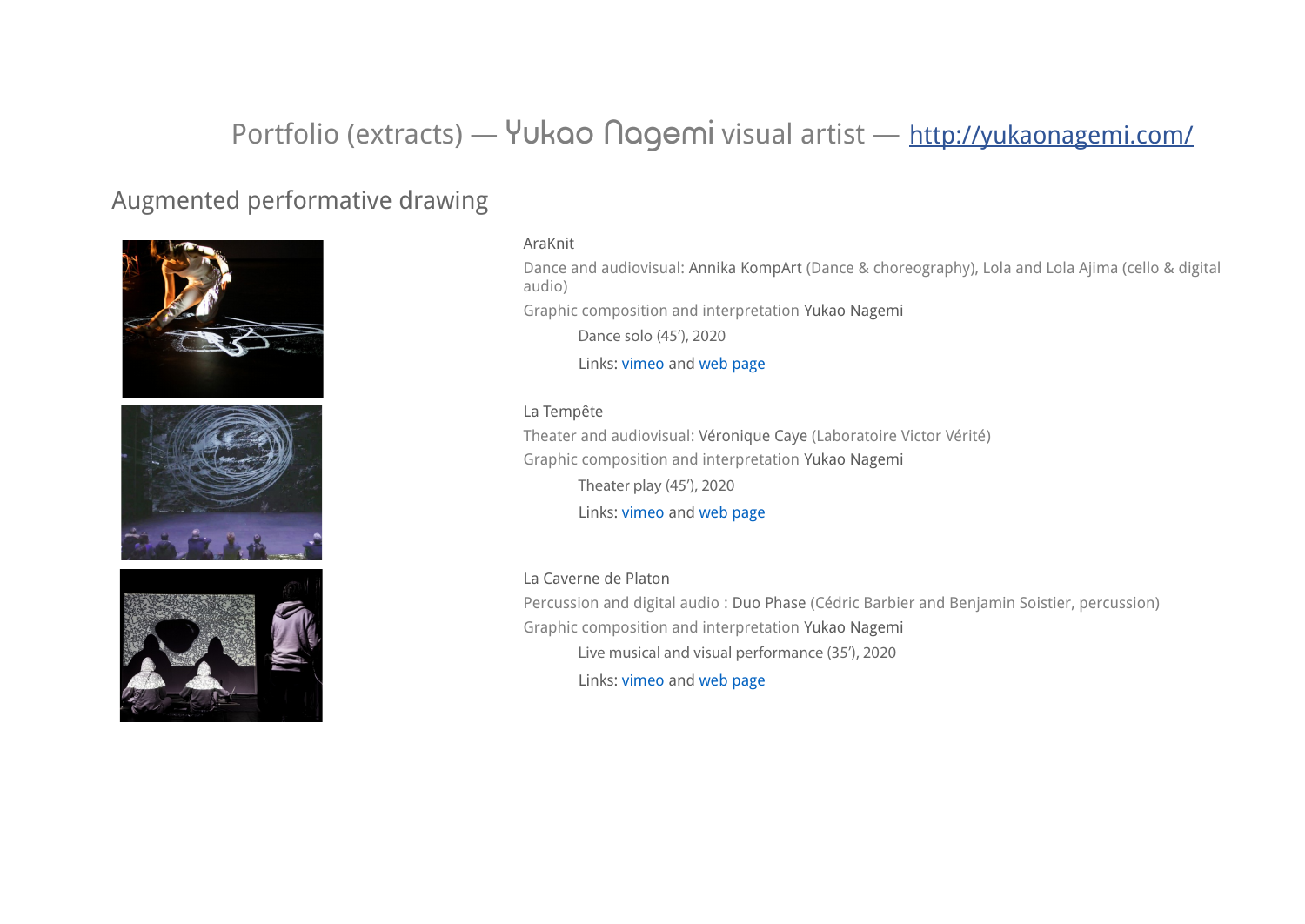# Portfolio (extracts) — Yukao Nagemi visual artist — http://yukaonagemi.com/

## Augmented performative drawing

AraKnit

Dance and audiovisual: Annika KompArt (Dance & choreography), Lola and Lola Ajima (cello & digital audio)

Graphic composition and interpretation Yukao Nagemi

Dance solo (45'), 2020

Links: vimeo and web page

La Tempête

Theater and audiovisual: Véronique Caye (Laboratoire Victor Vérité)

Graphic composition and interpretation Yukao Nagemi

Theater play (45'), 2020

Links: vimeo and web page

La Caverne de Platon

Percussion and digital audio : Duo Phase (Cédric Barbier and Benjamin Soistier, percussion)

Graphic composition and interpretation Yukao Nagemi

Live musical and visual performance (35'), 2020

Links: vimeo and web page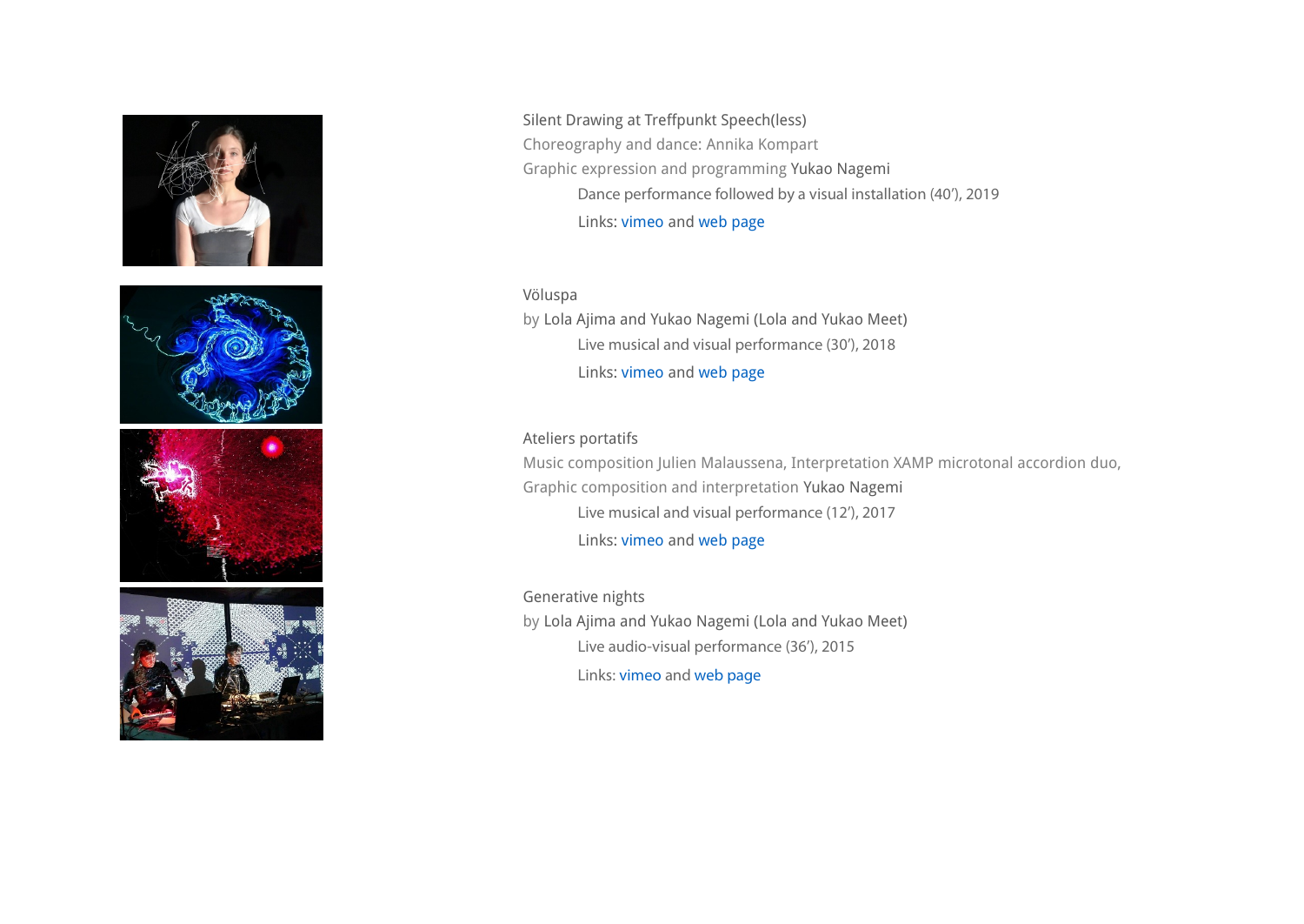Silent Drawing at Treffpunkt Speech(less)

Choreography and dance: Annika Kompart

Graphic expression and programming Yukao Nagemi

Dance performance followed by a visual installation (40'), 2019

Links: vimeo and web page

Völuspa

by Lola Ajima and Yukao Nagemi (Lola and Yukao Meet)

Live musical and visual performance (30'), 2018

Links: vimeo and web page

Ateliers portatifs

Music composition Julien Malaussena, Interpretation XAMP microtonal accordion duo,

Graphic composition and interpretation Yukao Nagemi

Live musical and visual performance (12'), 2017

Links: vimeo and web page

Generative nights

by Lola Ajima and Yukao Nagemi (Lola and Yukao Meet)

Live audio-visual performance (36'), 2015

Links: vimeo and web page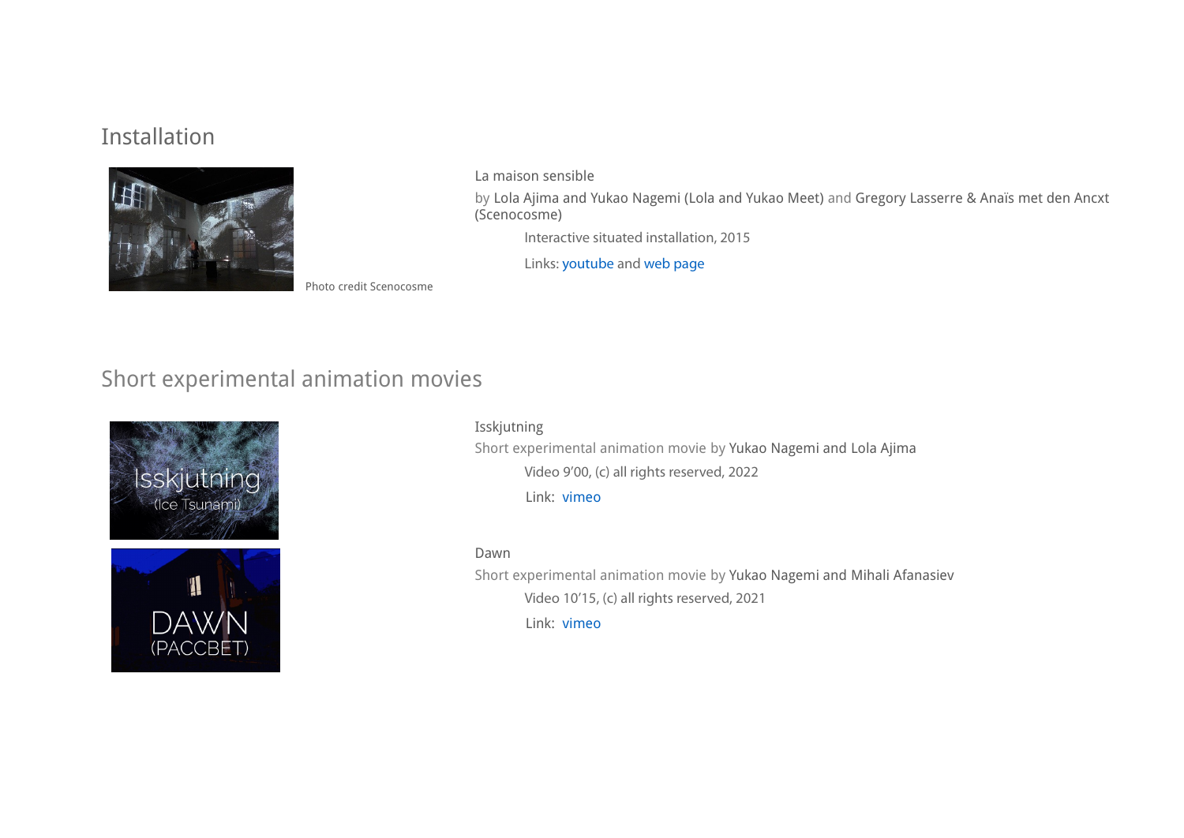## Installation

Photo credit Scenocosme

La maison sensible

by Lola Ajima and Yukao Nagemi (Lola and Yukao Meet) and Gregory Lasserre & Anaïs met den Ancxt (Scenocosme)

Interactive situated installation, 2015

Links: youtube and web page

## Short experimental animation movies

Isskjutning

Short experimental animation movie by Yukao Nagemi and Lola Ajima

Video 9’00, (c) all rights reserved, 2022

Link: vimeo

Dawn

Short experimental animation movie by Yukao Nagemi and Mihali Afanasiev

Video 10’15, (c) all rights reserved, 2021

Link: vimeo